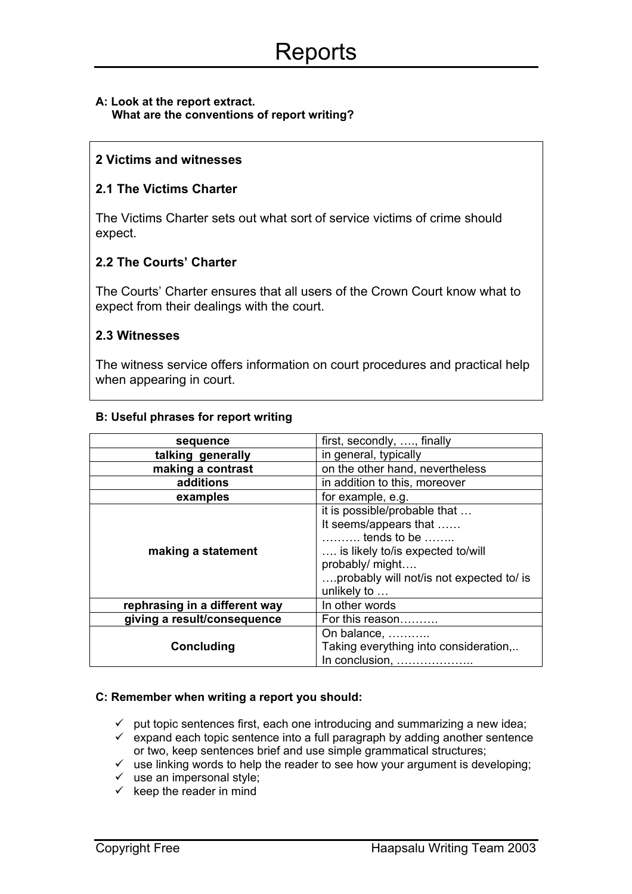# Reports

**A: Look at the report extract.**
**What are the conventions of report writing?**

> **2 Victims and witnesses**
>
> **2.1 The Victims Charter**
>
> The Victims Charter sets out what sort of service victims of crime should expect.
>
> **2.2 The Courts' Charter**
>
> The Courts' Charter ensures that all users of the Crown Court know what to expect from their dealings with the court.
>
> **2.3 Witnesses**
>
> The witness service offers information on court procedures and practical help when appearing in court.

**B: Useful phrases for report writing**

| | |
|---|---|
| **sequence** | first, secondly, …., finally |
| **talking generally** | in general, typically |
| **making a contrast** | on the other hand, nevertheless |
| **additions** | in addition to this, moreover |
| **examples** | for example, e.g. |
| **making a statement** | it is possible/probable that …<br>It seems/appears that ……<br>………. tends to be ……..<br>…. is likely to/is expected to/will probably/ might….<br>….probably will not/is not expected to/ is unlikely to … |
| **rephrasing in a different way** | In other words |
| **giving a result/consequence** | For this reason………. |
| **Concluding** | On balance, ………..<br>Taking everything into consideration,..<br>In conclusion, ……………….. |

**C: Remember when writing a report you should:**

- ✓ put topic sentences first, each one introducing and summarizing a new idea;
- ✓ expand each topic sentence into a full paragraph by adding another sentence or two, keep sentences brief and use simple grammatical structures;
- ✓ use linking words to help the reader to see how your argument is developing;
- ✓ use an impersonal style;
- ✓ keep the reader in mind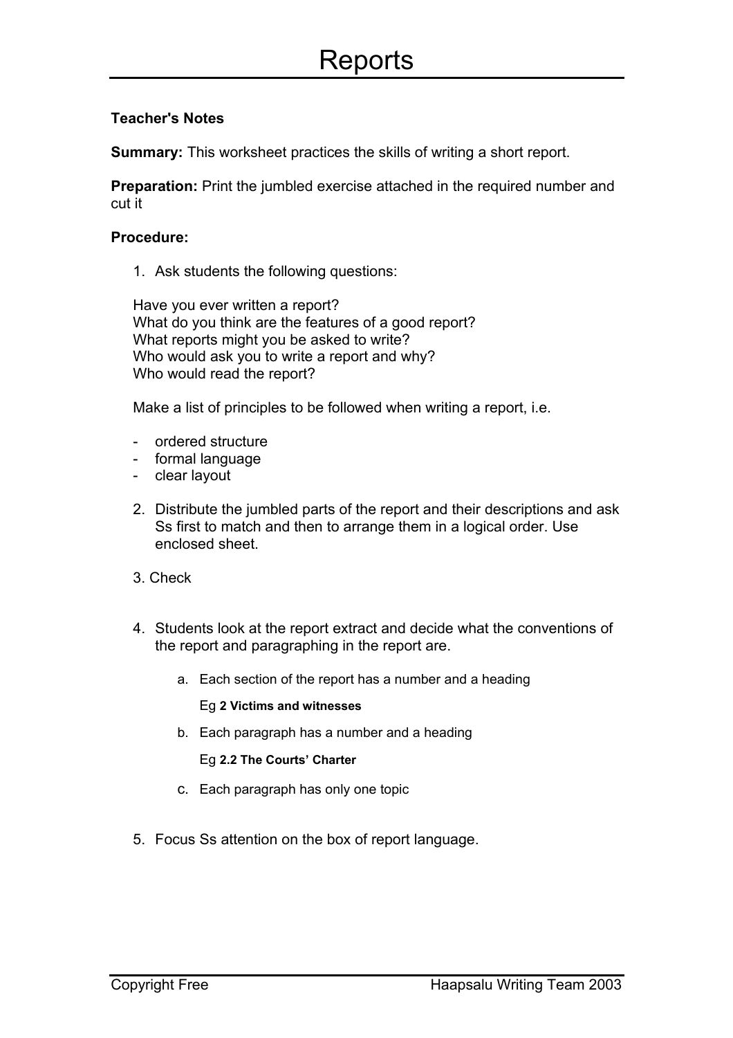# Reports

**Teacher's Notes**

**Summary:** This worksheet practices the skills of writing a short report.

**Preparation:** Print the jumbled exercise attached in the required number and cut it

**Procedure:**

1. Ask students the following questions:

   Have you ever written a report?
   What do you think are the features of a good report?
   What reports might you be asked to write?
   Who would ask you to write a report and why?
   Who would read the report?

   Make a list of principles to be followed when writing a report, i.e.

   - ordered structure
   - formal language
   - clear layout

2. Distribute the jumbled parts of the report and their descriptions and ask Ss first to match and then to arrange them in a logical order. Use enclosed sheet.

3. Check

4. Students look at the report extract and decide what the conventions of the report and paragraphing in the report are.

   a. Each section of the report has a number and a heading

      Eg **2 Victims and witnesses**

   b. Each paragraph has a number and a heading

      Eg **2.2 The Courts' Charter**

   c. Each paragraph has only one topic

5. Focus Ss attention on the box of report language.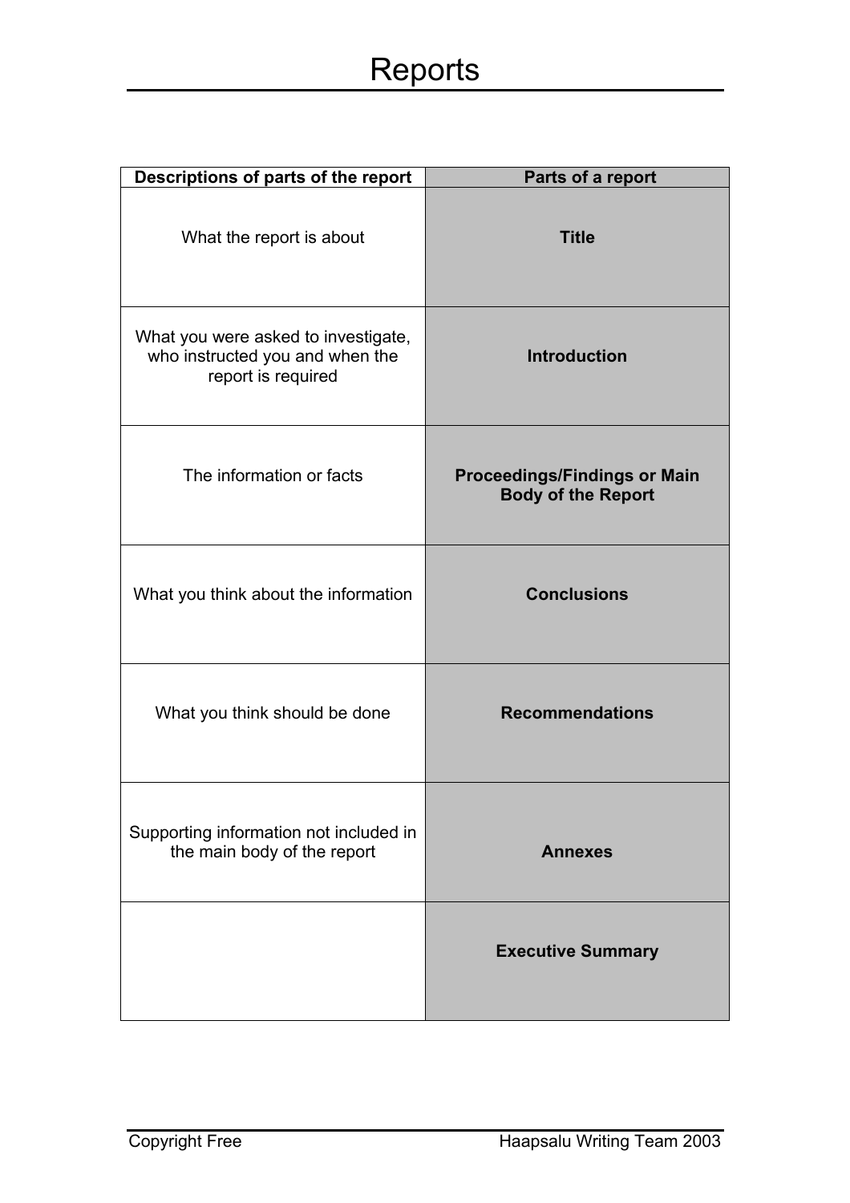# Reports

| Descriptions of parts of the report | Parts of a report |
|---|---|
| What the report is about | **Title** |
| What you were asked to investigate, who instructed you and when the report is required | **Introduction** |
| The information or facts | **Proceedings/Findings or Main Body of the Report** |
| What you think about the information | **Conclusions** |
| What you think should be done | **Recommendations** |
| Supporting information not included in the main body of the report | **Annexes** |
| | **Executive Summary** |

Copyright Free Haapsalu Writing Team 2003